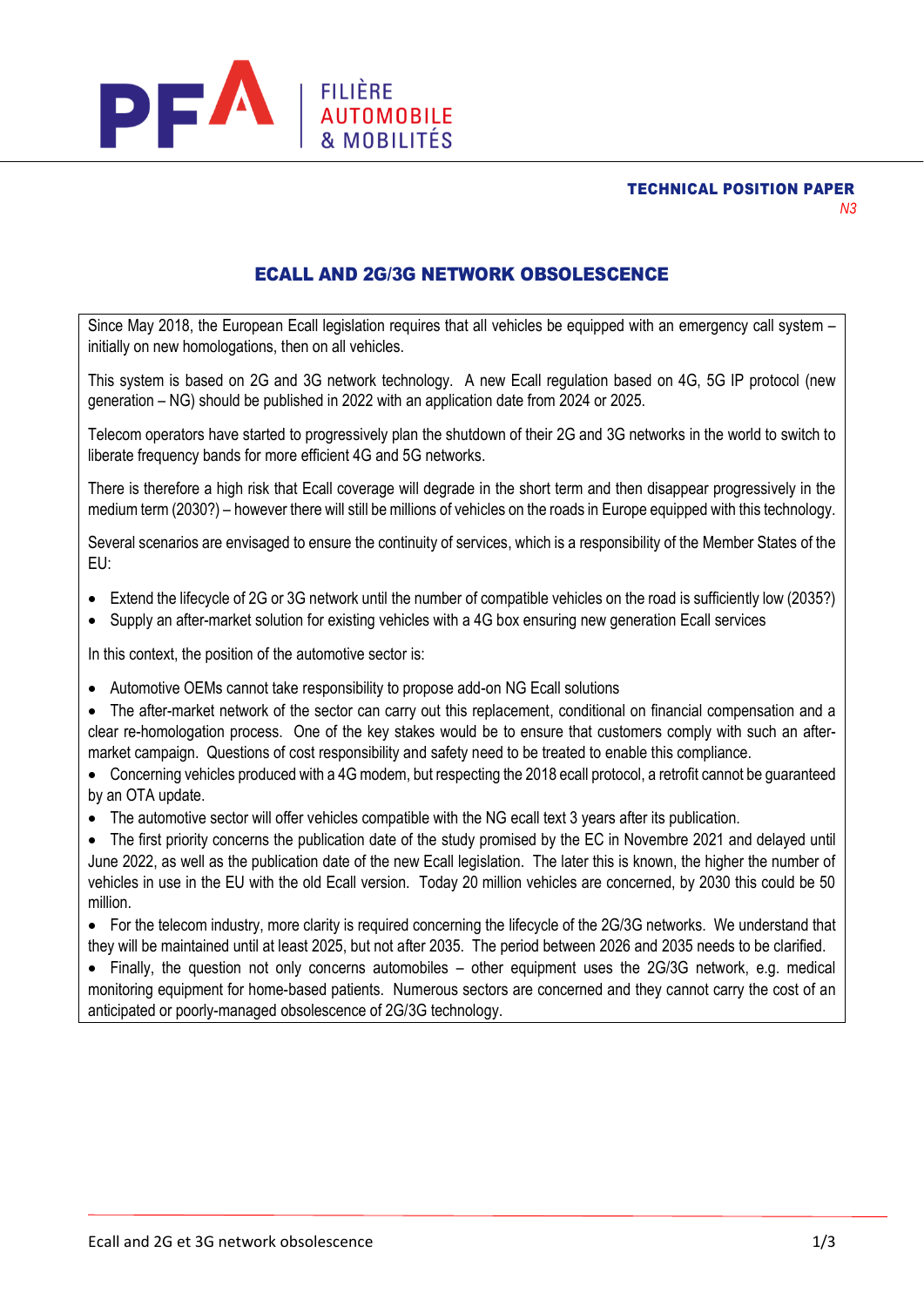**TECHNICAL POSITION PAPER**
*N3*

# ECALL AND 2G/3G NETWORK OBSOLESCENCE

Since May 2018, the European Ecall legislation requires that all vehicles be equipped with an emergency call system – initially on new homologations, then on all vehicles.

This system is based on 2G and 3G network technology. A new Ecall regulation based on 4G, 5G IP protocol (new generation – NG) should be published in 2022 with an application date from 2024 or 2025.

Telecom operators have started to progressively plan the shutdown of their 2G and 3G networks in the world to switch to liberate frequency bands for more efficient 4G and 5G networks.

There is therefore a high risk that Ecall coverage will degrade in the short term and then disappear progressively in the medium term (2030?) – however there will still be millions of vehicles on the roads in Europe equipped with this technology.

Several scenarios are envisaged to ensure the continuity of services, which is a responsibility of the Member States of the EU:

- Extend the lifecycle of 2G or 3G network until the number of compatible vehicles on the road is sufficiently low (2035?)
- Supply an after-market solution for existing vehicles with a 4G box ensuring new generation Ecall services

In this context, the position of the automotive sector is:

- Automotive OEMs cannot take responsibility to propose add-on NG Ecall solutions
- The after-market network of the sector can carry out this replacement, conditional on financial compensation and a clear re-homologation process. One of the key stakes would be to ensure that customers comply with such an after-market campaign. Questions of cost responsibility and safety need to be treated to enable this compliance.
- Concerning vehicles produced with a 4G modem, but respecting the 2018 ecall protocol, a retrofit cannot be guaranteed by an OTA update.
- The automotive sector will offer vehicles compatible with the NG ecall text 3 years after its publication.
- The first priority concerns the publication date of the study promised by the EC in Novembre 2021 and delayed until June 2022, as well as the publication date of the new Ecall legislation. The later this is known, the higher the number of vehicles in use in the EU with the old Ecall version. Today 20 million vehicles are concerned, by 2030 this could be 50 million.
- For the telecom industry, more clarity is required concerning the lifecycle of the 2G/3G networks. We understand that they will be maintained until at least 2025, but not after 2035. The period between 2026 and 2035 needs to be clarified.
- Finally, the question not only concerns automobiles – other equipment uses the 2G/3G network, e.g. medical monitoring equipment for home-based patients. Numerous sectors are concerned and they cannot carry the cost of an anticipated or poorly-managed obsolescence of 2G/3G technology.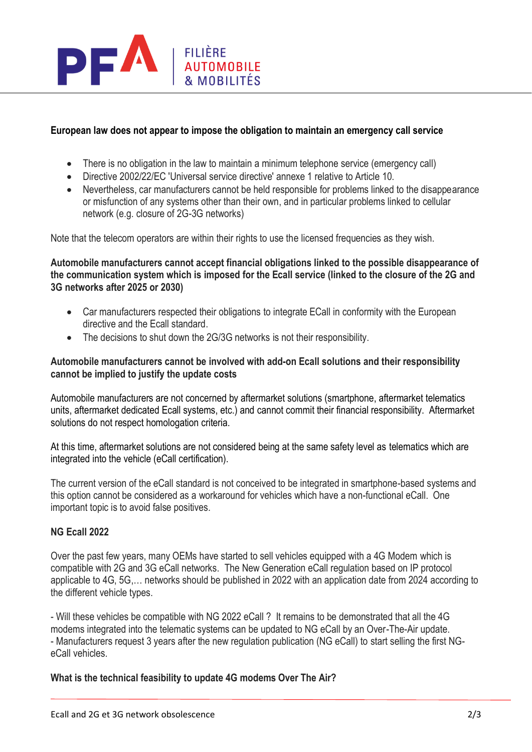**European law does not appear to impose the obligation to maintain an emergency call service**

- There is no obligation in the law to maintain a minimum telephone service (emergency call)
- Directive 2002/22/EC 'Universal service directive' annexe 1 relative to Article 10.
- Nevertheless, car manufacturers cannot be held responsible for problems linked to the disappearance or misfunction of any systems other than their own, and in particular problems linked to cellular network (e.g. closure of 2G-3G networks)

Note that the telecom operators are within their rights to use the licensed frequencies as they wish.

**Automobile manufacturers cannot accept financial obligations linked to the possible disappearance of the communication system which is imposed for the Ecall service (linked to the closure of the 2G and 3G networks after 2025 or 2030)**

- Car manufacturers respected their obligations to integrate ECall in conformity with the European directive and the Ecall standard.
- The decisions to shut down the 2G/3G networks is not their responsibility.

**Automobile manufacturers cannot be involved with add-on Ecall solutions and their responsibility cannot be implied to justify the update costs**

Automobile manufacturers are not concerned by aftermarket solutions (smartphone, aftermarket telematics units, aftermarket dedicated Ecall systems, etc.) and cannot commit their financial responsibility. Aftermarket solutions do not respect homologation criteria.

At this time, aftermarket solutions are not considered being at the same safety level as telematics which are integrated into the vehicle (eCall certification).

The current version of the eCall standard is not conceived to be integrated in smartphone-based systems and this option cannot be considered as a workaround for vehicles which have a non-functional eCall. One important topic is to avoid false positives.

**NG Ecall 2022**

Over the past few years, many OEMs have started to sell vehicles equipped with a 4G Modem which is compatible with 2G and 3G eCall networks. The New Generation eCall regulation based on IP protocol applicable to 4G, 5G,… networks should be published in 2022 with an application date from 2024 according to the different vehicle types.

- Will these vehicles be compatible with NG 2022 eCall ? It remains to be demonstrated that all the 4G modems integrated into the telematic systems can be updated to NG eCall by an Over-The-Air update.
- Manufacturers request 3 years after the new regulation publication (NG eCall) to start selling the first NG-eCall vehicles.

**What is the technical feasibility to update 4G modems Over The Air?**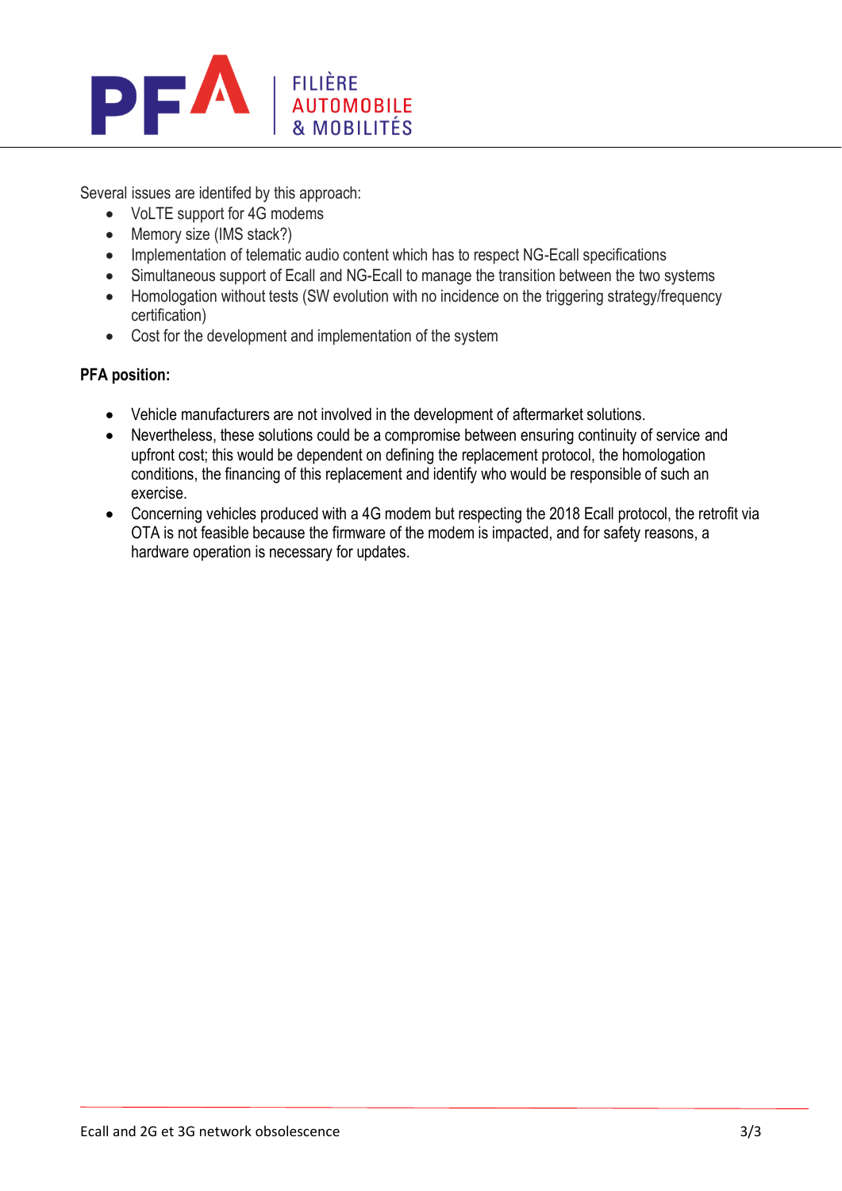Several issues are identifed by this approach:

- VoLTE support for 4G modems
- Memory size (IMS stack?)
- Implementation of telematic audio content which has to respect NG-Ecall specifications
- Simultaneous support of Ecall and NG-Ecall to manage the transition between the two systems
- Homologation without tests (SW evolution with no incidence on the triggering strategy/frequency certification)
- Cost for the development and implementation of the system

**PFA position:**

- Vehicle manufacturers are not involved in the development of aftermarket solutions.
- Nevertheless, these solutions could be a compromise between ensuring continuity of service and upfront cost; this would be dependent on defining the replacement protocol, the homologation conditions, the financing of this replacement and identify who would be responsible of such an exercise.
- Concerning vehicles produced with a 4G modem but respecting the 2018 Ecall protocol, the retrofit via OTA is not feasible because the firmware of the modem is impacted, and for safety reasons, a hardware operation is necessary for updates.